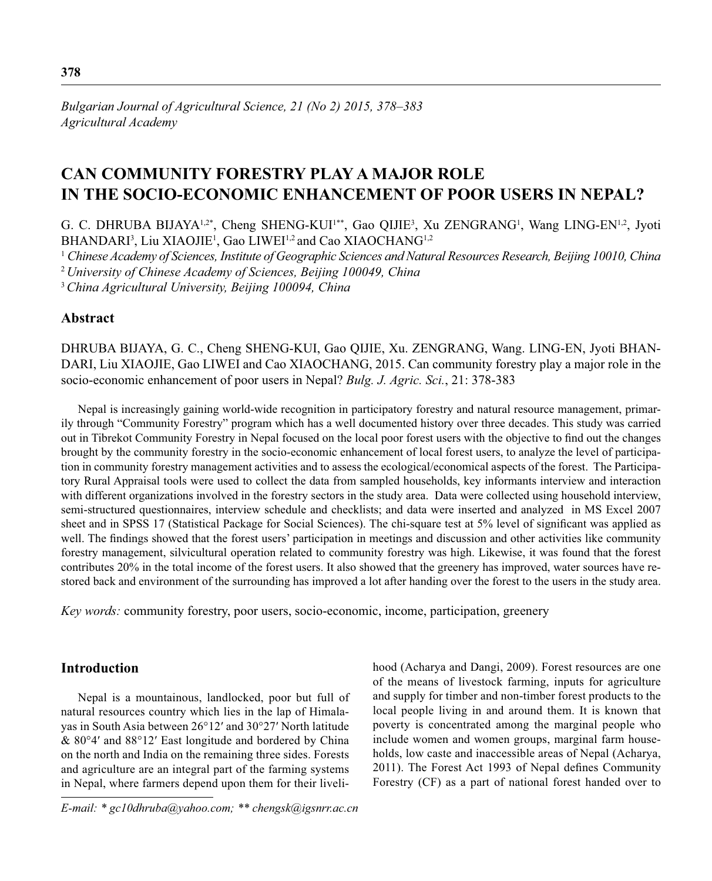*Bulgarian Journal of Agricultural Science, 21 (No 2) 2015, 378–383*
*Agricultural Academy*

# CAN COMMUNITY FORESTRY PLAY A MAJOR ROLE IN THE SOCIO-ECONOMIC ENHANCEMENT OF POOR USERS IN NEPAL?

G. C. DHRUBA BIJAYA[1,2*], Cheng SHENG-KUI[1**], Gao QIJIE[3], Xu ZENGRANG[1], Wang LING-EN[1,2], Jyoti BHANDARI[3], Liu XIAOJIE[1], Gao LIWEI[1,2] and Cao XIAOCHANG[1,2]

[1] *Chinese Academy of Sciences, Institute of Geographic Sciences and Natural Resources Research, Beijing 10010, China*
[2] *University of Chinese Academy of Sciences, Beijing 100049, China*
[3] *China Agricultural University, Beijing 100094, China*

## Abstract

DHRUBA BIJAYA, G. C., Cheng SHENG-KUI, Gao QIJIE, Xu. ZENGRANG, Wang. LING-EN, Jyoti BHANDARI, Liu XIAOJIE, Gao LIWEI and Cao XIAOCHANG, 2015. Can community forestry play a major role in the socio-economic enhancement of poor users in Nepal? *Bulg. J. Agric. Sci.*, 21: 378-383

Nepal is increasingly gaining world-wide recognition in participatory forestry and natural resource management, primarily through "Community Forestry" program which has a well documented history over three decades. This study was carried out in Tibrekot Community Forestry in Nepal focused on the local poor forest users with the objective to find out the changes brought by the community forestry in the socio-economic enhancement of local forest users, to analyze the level of participation in community forestry management activities and to assess the ecological/economical aspects of the forest. The Participatory Rural Appraisal tools were used to collect the data from sampled households, key informants interview and interaction with different organizations involved in the forestry sectors in the study area. Data were collected using household interview, semi-structured questionnaires, interview schedule and checklists; and data were inserted and analyzed in MS Excel 2007 sheet and in SPSS 17 (Statistical Package for Social Sciences). The chi-square test at 5% level of significant was applied as well. The findings showed that the forest users' participation in meetings and discussion and other activities like community forestry management, silvicultural operation related to community forestry was high. Likewise, it was found that the forest contributes 20% in the total income of the forest users. It also showed that the greenery has improved, water sources have restored back and environment of the surrounding has improved a lot after handing over the forest to the users in the study area.

*Key words:* community forestry, poor users, socio-economic, income, participation, greenery

## Introduction

Nepal is a mountainous, landlocked, poor but full of natural resources country which lies in the lap of Himalayas in South Asia between 26°12′ and 30°27′ North latitude & 80°4′ and 88°12′ East longitude and bordered by China on the north and India on the remaining three sides. Forests and agriculture are an integral part of the farming systems in Nepal, where farmers depend upon them for their livelihood (Acharya and Dangi, 2009). Forest resources are one of the means of livestock farming, inputs for agriculture and supply for timber and non-timber forest products to the local people living in and around them. It is known that poverty is concentrated among the marginal people who include women and women groups, marginal farm households, low caste and inaccessible areas of Nepal (Acharya, 2011). The Forest Act 1993 of Nepal defines Community Forestry (CF) as a part of national forest handed over to

*E-mail: * gc10dhruba@yahoo.com; ** chengsk@igsnrr.ac.cn*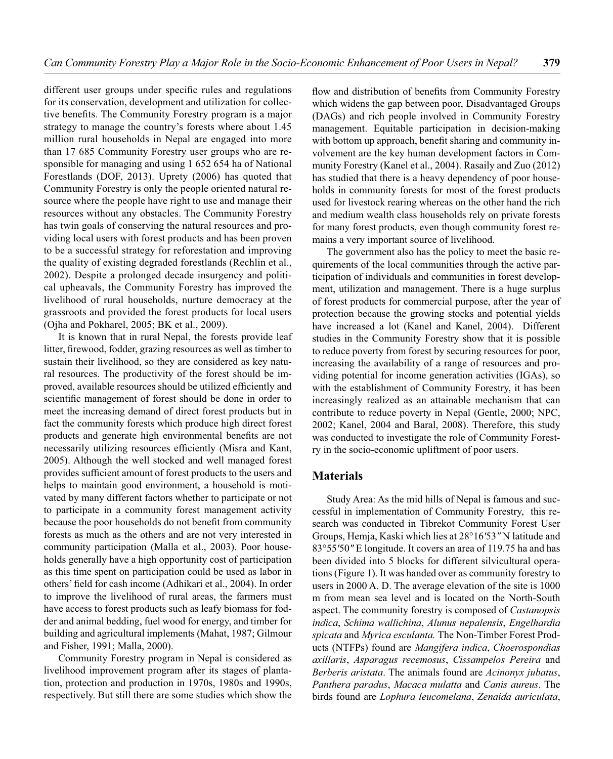different user groups under specific rules and regulations for its conservation, development and utilization for collective benefits. The Community Forestry program is a major strategy to manage the country's forests where about 1.45 million rural households in Nepal are engaged into more than 17 685 Community Forestry user groups who are responsible for managing and using 1 652 654 ha of National Forestlands (DOF, 2013). Uprety (2006) has quoted that Community Forestry is only the people oriented natural resource where the people have right to use and manage their resources without any obstacles. The Community Forestry has twin goals of conserving the natural resources and providing local users with forest products and has been proven to be a successful strategy for reforestation and improving the quality of existing degraded forestlands (Rechlin et al., 2002). Despite a prolonged decade insurgency and political upheavals, the Community Forestry has improved the livelihood of rural households, nurture democracy at the grassroots and provided the forest products for local users (Ojha and Pokharel, 2005; BK et al., 2009).

It is known that in rural Nepal, the forests provide leaf litter, firewood, fodder, grazing resources as well as timber to sustain their livelihood, so they are considered as key natural resources. The productivity of the forest should be improved, available resources should be utilized efficiently and scientific management of forest should be done in order to meet the increasing demand of direct forest products but in fact the community forests which produce high direct forest products and generate high environmental benefits are not necessarily utilizing resources efficiently (Misra and Kant, 2005). Although the well stocked and well managed forest provides sufficient amount of forest products to the users and helps to maintain good environment, a household is motivated by many different factors whether to participate or not to participate in a community forest management activity because the poor households do not benefit from community forests as much as the others and are not very interested in community participation (Malla et al., 2003). Poor households generally have a high opportunity cost of participation as this time spent on participation could be used as labor in others' field for cash income (Adhikari et al., 2004). In order to improve the livelihood of rural areas, the farmers must have access to forest products such as leafy biomass for fodder and animal bedding, fuel wood for energy, and timber for building and agricultural implements (Mahat, 1987; Gilmour and Fisher, 1991; Malla, 2000).

Community Forestry program in Nepal is considered as livelihood improvement program after its stages of plantation, protection and production in 1970s, 1980s and 1990s, respectively. But still there are some studies which show the flow and distribution of benefits from Community Forestry which widens the gap between poor, Disadvantaged Groups (DAGs) and rich people involved in Community Forestry management. Equitable participation in decision-making with bottom up approach, benefit sharing and community involvement are the key human development factors in Community Forestry (Kanel et al., 2004). Rasaily and Zuo (2012) has studied that there is a heavy dependency of poor households in community forests for most of the forest products used for livestock rearing whereas on the other hand the rich and medium wealth class households rely on private forests for many forest products, even though community forest remains a very important source of livelihood.

The government also has the policy to meet the basic requirements of the local communities through the active participation of individuals and communities in forest development, utilization and management. There is a huge surplus of forest products for commercial purpose, after the year of protection because the growing stocks and potential yields have increased a lot (Kanel and Kanel, 2004). Different studies in the Community Forestry show that it is possible to reduce poverty from forest by securing resources for poor, increasing the availability of a range of resources and providing potential for income generation activities (IGAs), so with the establishment of Community Forestry, it has been increasingly realized as an attainable mechanism that can contribute to reduce poverty in Nepal (Gentle, 2000; NPC, 2002; Kanel, 2004 and Baral, 2008). Therefore, this study was conducted to investigate the role of Community Forestry in the socio-economic upliftment of poor users.

## Materials

Study Area: As the mid hills of Nepal is famous and successful in implementation of Community Forestry, this research was conducted in Tibrekot Community Forest User Groups, Hemja, Kaski which lies at 28°16′53″ N latitude and 83°55′50″ E longitude. It covers an area of 119.75 ha and has been divided into 5 blocks for different silvicultural operations (Figure 1). It was handed over as community forestry to users in 2000 A. D. The average elevation of the site is 1000 m from mean sea level and is located on the North-South aspect. The community forestry is composed of *Castanopsis indica*, *Schima wallichina*, *Alunus nepalensis*, *Engelhardia spicata* and *Myrica esculanta.* The Non-Timber Forest Products (NTFPs) found are *Mangifera indica*, *Choerospondias axillaris*, *Asparagus recemosus*, *Cissampelos Pereira* and *Berberis aristata*. The animals found are *Acinonyx jubatus*, *Panthera paradus*, *Macaca mulatta* and *Canis aureus*. The birds found are *Lophura leucomelana*, *Zenaida auriculata*,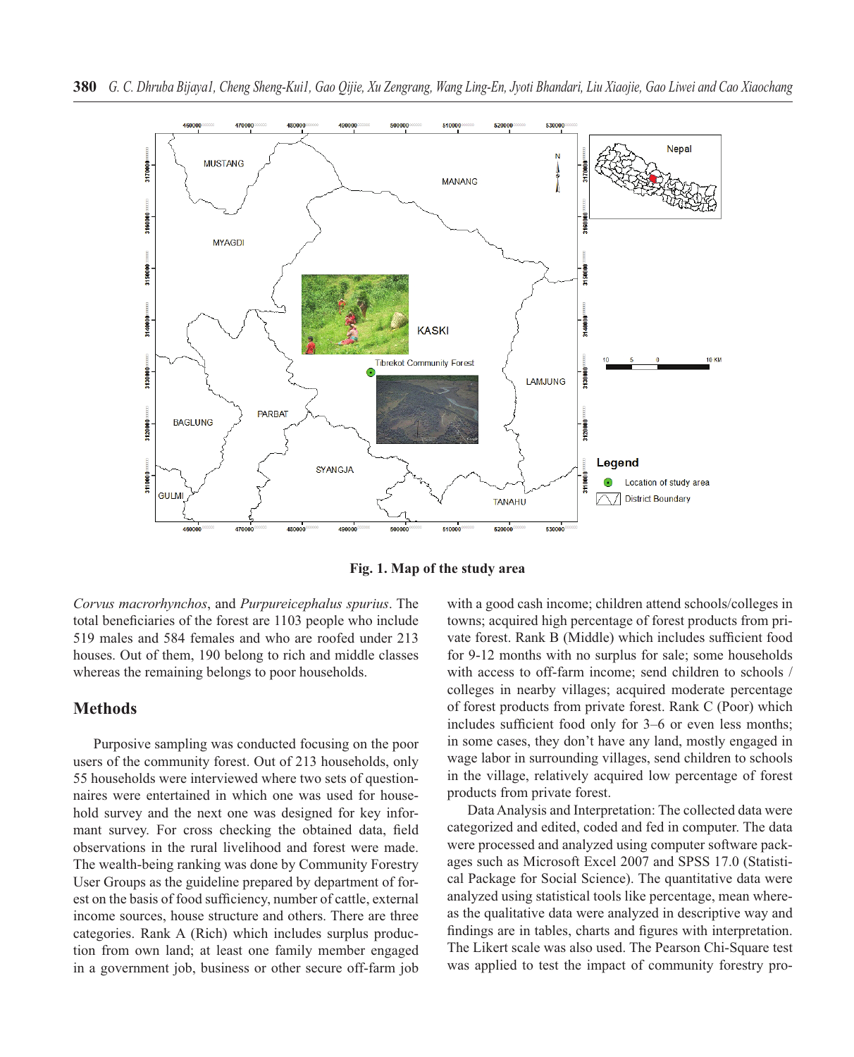MUSTANG

MANANG

MYAGDI

KASKI

Tibrekot Community Forest

LAMJUNG

BAGLUNG

PARBAT

SYANGJA

GULMI

TANAHU

Nepal

N

10 5 0 10 KM

Legend

Location of study area

District Boundary

**Fig. 1. Map of the study area**

*Corvus macrorhynchos*, and *Purpureicephalus spurius*. The total beneficiaries of the forest are 1103 people who include 519 males and 584 females and who are roofed under 213 houses. Out of them, 190 belong to rich and middle classes whereas the remaining belongs to poor households.

## Methods

Purposive sampling was conducted focusing on the poor users of the community forest. Out of 213 households, only 55 households were interviewed where two sets of questionnaires were entertained in which one was used for household survey and the next one was designed for key informant survey. For cross checking the obtained data, field observations in the rural livelihood and forest were made. The wealth-being ranking was done by Community Forestry User Groups as the guideline prepared by department of forest on the basis of food sufficiency, number of cattle, external income sources, house structure and others. There are three categories. Rank A (Rich) which includes surplus production from own land; at least one family member engaged in a government job, business or other secure off-farm job with a good cash income; children attend schools/colleges in towns; acquired high percentage of forest products from private forest. Rank B (Middle) which includes sufficient food for 9-12 months with no surplus for sale; some households with access to off-farm income; send children to schools / colleges in nearby villages; acquired moderate percentage of forest products from private forest. Rank C (Poor) which includes sufficient food only for 3–6 or even less months; in some cases, they don't have any land, mostly engaged in wage labor in surrounding villages, send children to schools in the village, relatively acquired low percentage of forest products from private forest.

Data Analysis and Interpretation: The collected data were categorized and edited, coded and fed in computer. The data were processed and analyzed using computer software packages such as Microsoft Excel 2007 and SPSS 17.0 (Statistical Package for Social Science). The quantitative data were analyzed using statistical tools like percentage, mean whereas the qualitative data were analyzed in descriptive way and findings are in tables, charts and figures with interpretation. The Likert scale was also used. The Pearson Chi-Square test was applied to test the impact of community forestry pro-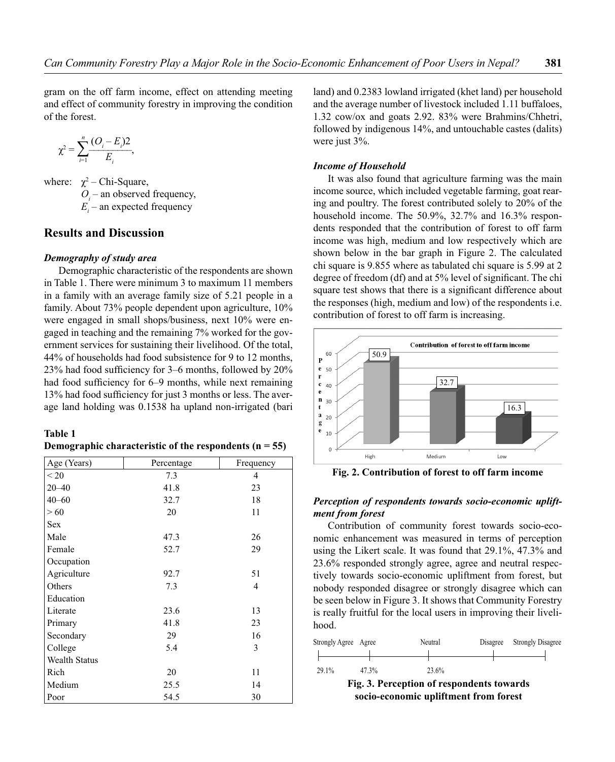gram on the off farm income, effect on attending meeting and effect of community forestry in improving the condition of the forest.

$$\chi^2 = \sum_{i=1}^{n} \frac{(O_i - E_i)2}{E_i},$$

where: $\chi^2$ – Chi-Square,
$O_i$ – an observed frequency,
$E_i$ – an expected frequency

## Results and Discussion

### *Demography of study area*

Demographic characteristic of the respondents are shown in Table 1. There were minimum 3 to maximum 11 members in a family with an average family size of 5.21 people in a family. About 73% people dependent upon agriculture, 10% were engaged in small shops/business, next 10% were engaged in teaching and the remaining 7% worked for the government services for sustaining their livelihood. Of the total, 44% of households had food subsistence for 9 to 12 months, 23% had food sufficiency for 3–6 months, followed by 20% had food sufficiency for 6–9 months, while next remaining 13% had food sufficiency for just 3 months or less. The average land holding was 0.1538 ha upland non-irrigated (bari land) and 0.2383 lowland irrigated (khet land) per household and the average number of livestock included 1.11 buffaloes, 1.32 cow/ox and goats 2.92. 83% were Brahmins/Chhetri, followed by indigenous 14%, and untouchable castes (dalits) were just 3%.

**Table 1**
**Demographic characteristic of the respondents (n = 55)**

| Age (Years) | Percentage | Frequency |
|---|---|---|
| < 20 | 7.3 | 4 |
| 20–40 | 41.8 | 23 |
| 40–60 | 32.7 | 18 |
| > 60 | 20 | 11 |
| Sex | | |
| Male | 47.3 | 26 |
| Female | 52.7 | 29 |
| Occupation | | |
| Agriculture | 92.7 | 51 |
| Others | 7.3 | 4 |
| Education | | |
| Literate | 23.6 | 13 |
| Primary | 41.8 | 23 |
| Secondary | 29 | 16 |
| College | 5.4 | 3 |
| Wealth Status | | |
| Rich | 20 | 11 |
| Medium | 25.5 | 14 |
| Poor | 54.5 | 30 |

### *Income of Household*

It was also found that agriculture farming was the main income source, which included vegetable farming, goat rearing and poultry. The forest contributed solely to 20% of the household income. The 50.9%, 32.7% and 16.3% respondents responded that the contribution of forest to off farm income was high, medium and low respectively which are shown below in the bar graph in Figure 2. The calculated chi square is 9.855 where as tabulated chi square is 5.99 at 2 degree of freedom (df) and at 5% level of significant. The chi square test shows that there is a significant difference about the responses (high, medium and low) of the respondents i.e. contribution of forest to off farm is increasing.

Contribution of forest to off farm income

Percentage

0
10
20
30
40
50
60

50.9
32.7
16.3

High
Medium
Low

**Fig. 2. Contribution of forest to off farm income**

### *Perception of respondents towards socio-economic upliftment from forest*

Contribution of community forest towards socio-economic enhancement was measured in terms of perception using the Likert scale. It was found that 29.1%, 47.3% and 23.6% responded strongly agree, agree and neutral respectively towards socio-economic upliftment from forest, but nobody responded disagree or strongly disagree which can be seen below in Figure 3. It shows that Community Forestry is really fruitful for the local users in improving their livelihood.

Strongly Agree Agree Neutral Disagree Strongly Disagree

29.1% 47.3% 23.6%

**Fig. 3. Perception of respondents towards socio-economic upliftment from forest**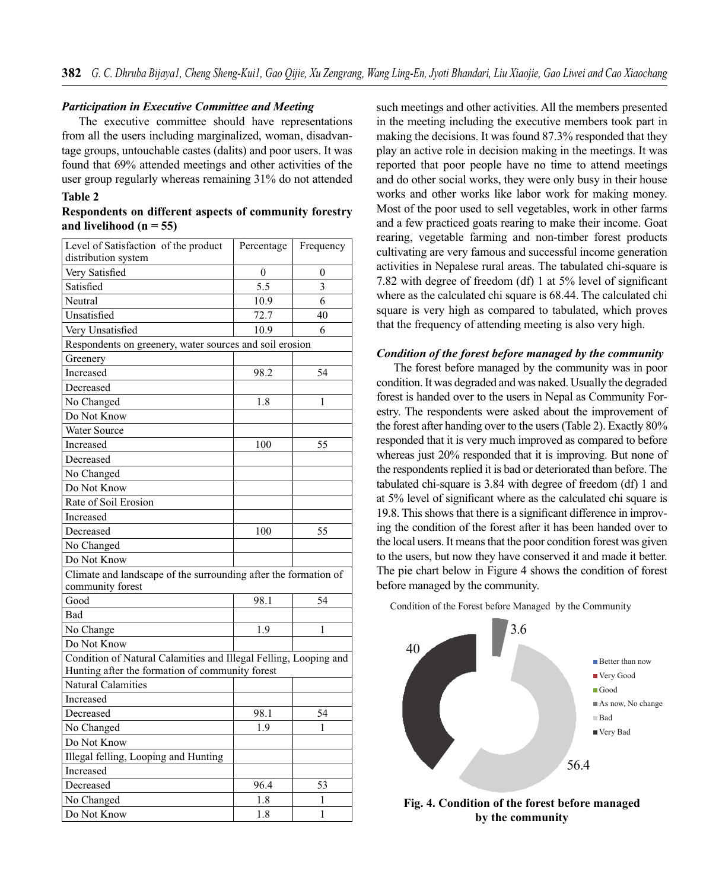### *Participation in Executive Committee and Meeting*

The executive committee should have representations from all the users including marginalized, woman, disadvantage groups, untouchable castes (dalits) and poor users. It was found that 69% attended meetings and other activities of the user group regularly whereas remaining 31% do not attended such meetings and other activities. All the members presented in the meeting including the executive members took part in making the decisions. It was found 87.3% responded that they play an active role in decision making in the meetings. It was reported that poor people have no time to attend meetings and do other social works, they were only busy in their house works and other works like labor work for making money. Most of the poor used to sell vegetables, work in other farms and a few practiced goats rearing to make their income. Goat rearing, vegetable farming and non-timber forest products cultivating are very famous and successful income generation activities in Nepalese rural areas. The tabulated chi-square is 7.82 with degree of freedom (df) 1 at 5% level of significant where as the calculated chi square is 68.44. The calculated chi square is very high as compared to tabulated, which proves that the frequency of attending meeting is also very high.

**Table 2**

**Respondents on different aspects of community forestry and livelihood (n = 55)**

| Level of Satisfaction of the product distribution system | Percentage | Frequency |
|---|---|---|
| Very Satisfied | 0 | 0 |
| Satisfied | 5.5 | 3 |
| Neutral | 10.9 | 6 |
| Unsatisfied | 72.7 | 40 |
| Very Unsatisfied | 10.9 | 6 |
| Respondents on greenery, water sources and soil erosion | | |
| Greenery | | |
| Increased | 98.2 | 54 |
| Decreased | | |
| No Changed | 1.8 | 1 |
| Do Not Know | | |
| Water Source | | |
| Increased | 100 | 55 |
| Decreased | | |
| No Changed | | |
| Do Not Know | | |
| Rate of Soil Erosion | | |
| Increased | | |
| Decreased | 100 | 55 |
| No Changed | | |
| Do Not Know | | |
| Climate and landscape of the surrounding after the formation of community forest | | |
| Good | 98.1 | 54 |
| Bad | | |
| No Change | 1.9 | 1 |
| Do Not Know | | |
| Condition of Natural Calamities and Illegal Felling, Looping and Hunting after the formation of community forest | | |
| Natural Calamities | | |
| Increased | | |
| Decreased | 98.1 | 54 |
| No Changed | 1.9 | 1 |
| Do Not Know | | |
| Illegal felling, Looping and Hunting | | |
| Increased | | |
| Decreased | 96.4 | 53 |
| No Changed | 1.8 | 1 |
| Do Not Know | 1.8 | 1 |

### *Condition of the forest before managed by the community*

The forest before managed by the community was in poor condition. It was degraded and was naked. Usually the degraded forest is handed over to the users in Nepal as Community Forestry. The respondents were asked about the improvement of the forest after handing over to the users (Table 2). Exactly 80% responded that it is very much improved as compared to before whereas just 20% responded that it is improving. But none of the respondents replied it is bad or deteriorated than before. The tabulated chi-square is 3.84 with degree of freedom (df) 1 and at 5% level of significant where as the calculated chi square is 19.8. This shows that there is a significant difference in improving the condition of the forest after it has been handed over to the local users. It means that the poor condition forest was given to the users, but now they have conserved it and made it better. The pie chart below in Figure 4 shows the condition of forest before managed by the community.

Condition of the Forest before Managed by the Community

3.6

40

56.4

Better than now
Very Good
Good
As now, No change
Bad
Very Bad

**Fig. 4. Condition of the forest before managed by the community**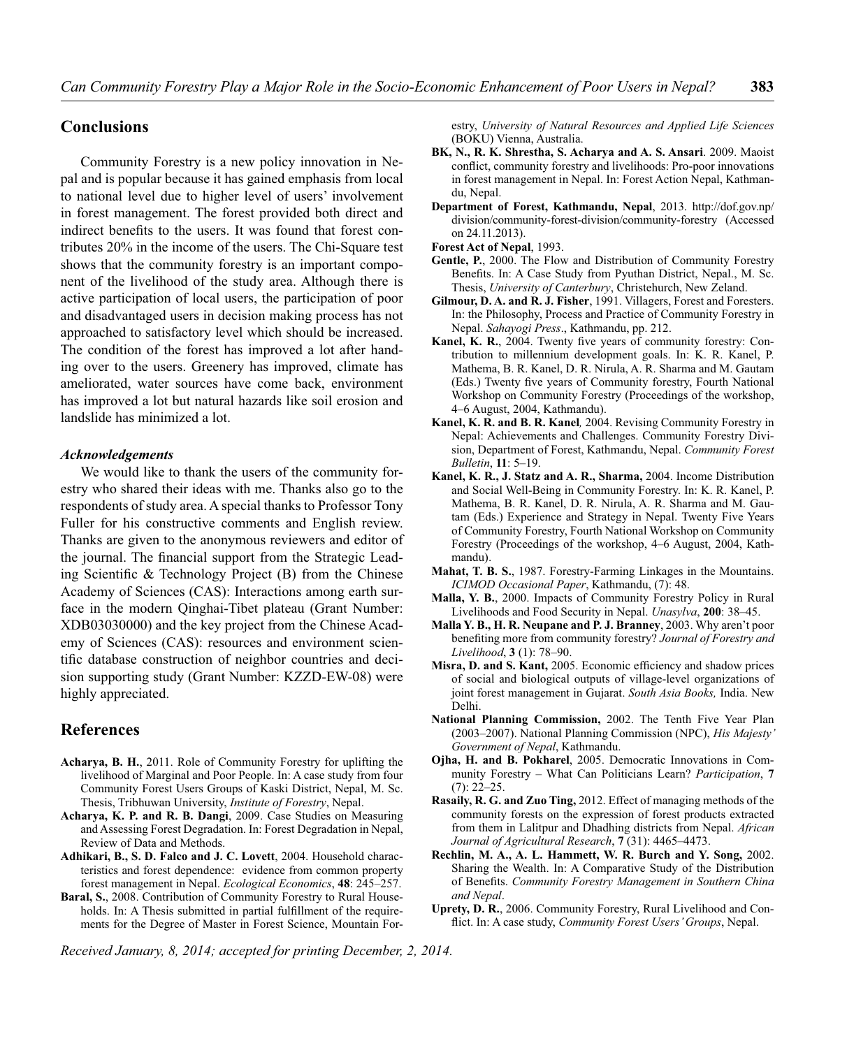## Conclusions

Community Forestry is a new policy innovation in Nepal and is popular because it has gained emphasis from local to national level due to higher level of users' involvement in forest management. The forest provided both direct and indirect benefits to the users. It was found that forest contributes 20% in the income of the users. The Chi-Square test shows that the community forestry is an important component of the livelihood of the study area. Although there is active participation of local users, the participation of poor and disadvantaged users in decision making process has not approached to satisfactory level which should be increased. The condition of the forest has improved a lot after handing over to the users. Greenery has improved, climate has ameliorated, water sources have come back, environment has improved a lot but natural hazards like soil erosion and landslide has minimized a lot.

### *Acknowledgements*

We would like to thank the users of the community forestry who shared their ideas with me. Thanks also go to the respondents of study area. A special thanks to Professor Tony Fuller for his constructive comments and English review. Thanks are given to the anonymous reviewers and editor of the journal. The financial support from the Strategic Leading Scientific & Technology Project (B) from the Chinese Academy of Sciences (CAS): Interactions among earth surface in the modern Qinghai-Tibet plateau (Grant Number: XDB03030000) and the key project from the Chinese Academy of Sciences (CAS): resources and environment scientific database construction of neighbor countries and decision supporting study (Grant Number: KZZD-EW-08) were highly appreciated.

## References

**Acharya, B. H.**, 2011. Role of Community Forestry for uplifting the livelihood of Marginal and Poor People. In: A case study from four Community Forest Users Groups of Kaski District, Nepal, M. Sc. Thesis, Tribhuwan University, *Institute of Forestry*, Nepal.

**Acharya, K. P. and R. B. Dangi**, 2009. Case Studies on Measuring and Assessing Forest Degradation. In: Forest Degradation in Nepal, Review of Data and Methods.

**Adhikari, B., S. D. Falco and J. C. Lovett**, 2004. Household characteristics and forest dependence: evidence from common property forest management in Nepal. *Ecological Economics*, **48**: 245–257.

**Baral, S.**, 2008. Contribution of Community Forestry to Rural Households. In: A Thesis submitted in partial fulfillment of the requirements for the Degree of Master in Forest Science, Mountain Forestry, *University of Natural Resources and Applied Life Sciences* (BOKU) Vienna, Australia.

**BK, N., R. K. Shrestha, S. Acharya and A. S. Ansari**. 2009. Maoist conflict, community forestry and livelihoods: Pro-poor innovations in forest management in Nepal. In: Forest Action Nepal, Kathmandu, Nepal.

**Department of Forest, Kathmandu, Nepal**, 2013. http://dof.gov.np/division/community-forest-division/community-forestry (Accessed on 24.11.2013).

**Forest Act of Nepal**, 1993.

**Gentle, P.**, 2000. The Flow and Distribution of Community Forestry Benefits. In: A Case Study from Pyuthan District, Nepal., M. Sc. Thesis, *University of Canterbury*, Christehurch, New Zeland.

**Gilmour, D. A. and R. J. Fisher**, 1991. Villagers, Forest and Foresters. In: the Philosophy, Process and Practice of Community Forestry in Nepal. *Sahayogi Press*., Kathmandu, pp. 212.

**Kanel, K. R.**, 2004. Twenty five years of community forestry: Contribution to millennium development goals. In: K. R. Kanel, P. Mathema, B. R. Kanel, D. R. Nirula, A. R. Sharma and M. Gautam (Eds.) Twenty five years of Community forestry, Fourth National Workshop on Community Forestry (Proceedings of the workshop, 4–6 August, 2004, Kathmandu).

**Kanel, K. R. and B. R. Kanel***,* 2004. Revising Community Forestry in Nepal: Achievements and Challenges. Community Forestry Division, Department of Forest, Kathmandu, Nepal. *Community Forest Bulletin*, **11**: 5–19.

**Kanel, K. R., J. Statz and A. R., Sharma,** 2004. Income Distribution and Social Well-Being in Community Forestry. In: K. R. Kanel, P. Mathema, B. R. Kanel, D. R. Nirula, A. R. Sharma and M. Gautam (Eds.) Experience and Strategy in Nepal. Twenty Five Years of Community Forestry, Fourth National Workshop on Community Forestry (Proceedings of the workshop, 4–6 August, 2004, Kathmandu).

**Mahat, T. B. S.**, 1987. Forestry-Farming Linkages in the Mountains. *ICIMOD Occasional Paper*, Kathmandu, (7): 48.

**Malla, Y. B.**, 2000. Impacts of Community Forestry Policy in Rural Livelihoods and Food Security in Nepal. *Unasylva*, **200**: 38–45.

**Malla Y. B., H. R. Neupane and P. J. Branney**, 2003. Why aren't poor benefiting more from community forestry? *Journal of Forestry and Livelihood*, **3** (1): 78–90.

**Misra, D. and S. Kant,** 2005. Economic efficiency and shadow prices of social and biological outputs of village-level organizations of joint forest management in Gujarat. *South Asia Books,* India. New Delhi.

**National Planning Commission,** 2002. The Tenth Five Year Plan (2003–2007). National Planning Commission (NPC), *His Majesty' Government of Nepal*, Kathmandu.

**Ojha, H. and B. Pokharel**, 2005. Democratic Innovations in Community Forestry – What Can Politicians Learn? *Participation*, **7** (7): 22–25.

**Rasaily, R. G. and Zuo Ting,** 2012. Effect of managing methods of the community forests on the expression of forest products extracted from them in Lalitpur and Dhadhing districts from Nepal. *African Journal of Agricultural Research*, **7** (31): 4465–4473.

**Rechlin, M. A., A. L. Hammett, W. R. Burch and Y. Song,** 2002. Sharing the Wealth. In: A Comparative Study of the Distribution of Benefits. *Community Forestry Management in Southern China and Nepal*.

**Uprety, D. R.**, 2006. Community Forestry, Rural Livelihood and Conflict. In: A case study, *Community Forest Users' Groups*, Nepal.

*Received January, 8, 2014; accepted for printing December, 2, 2014.*